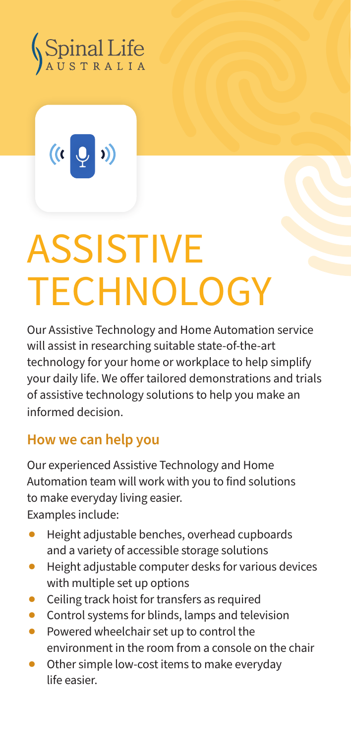Spinal Life AUSTRALIA

# ASSISTIVE TECHNOLOGY

Our Assistive Technology and Home Automation service will assist in researching suitable state-of-the-art technology for your home or workplace to help simplify your daily life. We offer tailored demonstrations and trials of assistive technology solutions to help you make an informed decision.

## How we can help you

Our experienced Assistive Technology and Home Automation team will work with you to find solutions to make everyday living easier.
Examples include:

- Height adjustable benches, overhead cupboards and a variety of accessible storage solutions
- Height adjustable computer desks for various devices with multiple set up options
- Ceiling track hoist for transfers as required
- Control systems for blinds, lamps and television
- Powered wheelchair set up to control the environment in the room from a console on the chair
- Other simple low-cost items to make everyday life easier.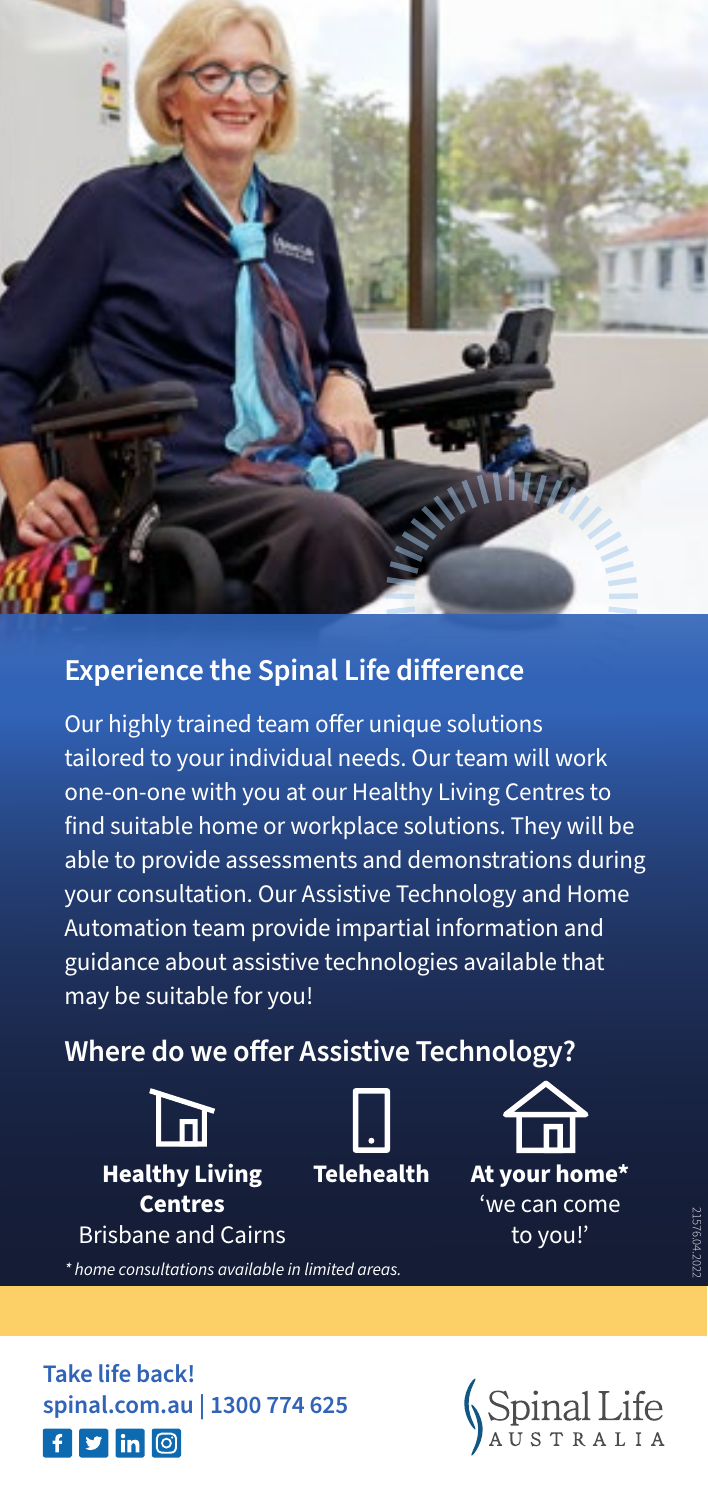## Experience the Spinal Life difference

Our highly trained team offer unique solutions tailored to your individual needs. Our team will work one-on-one with you at our Healthy Living Centres to find suitable home or workplace solutions. They will be able to provide assessments and demonstrations during your consultation. Our Assistive Technology and Home Automation team provide impartial information and guidance about assistive technologies available that may be suitable for you!

## Where do we offer Assistive Technology?

**Healthy Living Centres**
Brisbane and Cairns

**Telehealth**

**At your home***
'we can come to you!'

*\* home consultations available in limited areas.*

21576.04.2022

**Take life back!**
**spinal.com.au | 1300 774 625**

Spinal Life AUSTRALIA